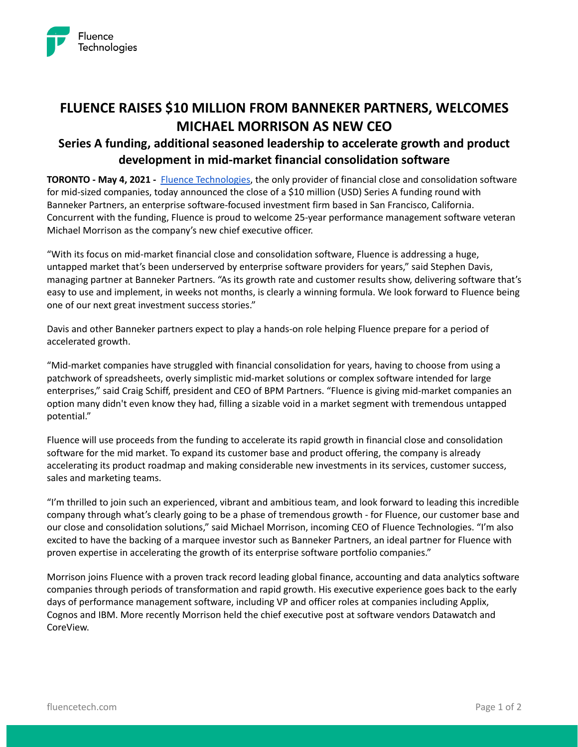# FLUENCE RAISES $10 MILLION FROM BANNEKER PARTNERS, WELCOMES MICHAEL MORRISON AS NEW CEO

## Series A funding, additional seasoned leadership to accelerate growth and product development in mid-market financial consolidation software

**TORONTO - May 4, 2021 -** [Fluence Technologies](https://fluencetech.com), the only provider of financial close and consolidation software for mid-sized companies, today announced the close of a $10 million (USD) Series A funding round with Banneker Partners, an enterprise software-focused investment firm based in San Francisco, California. Concurrent with the funding, Fluence is proud to welcome 25-year performance management software veteran Michael Morrison as the company's new chief executive officer.

"With its focus on mid-market financial close and consolidation software, Fluence is addressing a huge, untapped market that's been underserved by enterprise software providers for years," said Stephen Davis, managing partner at Banneker Partners. "As its growth rate and customer results show, delivering software that's easy to use and implement, in weeks not months, is clearly a winning formula. We look forward to Fluence being one of our next great investment success stories."

Davis and other Banneker partners expect to play a hands-on role helping Fluence prepare for a period of accelerated growth.

"Mid-market companies have struggled with financial consolidation for years, having to choose from using a patchwork of spreadsheets, overly simplistic mid-market solutions or complex software intended for large enterprises," said Craig Schiff, president and CEO of BPM Partners. "Fluence is giving mid-market companies an option many didn't even know they had, filling a sizable void in a market segment with tremendous untapped potential."

Fluence will use proceeds from the funding to accelerate its rapid growth in financial close and consolidation software for the mid market. To expand its customer base and product offering, the company is already accelerating its product roadmap and making considerable new investments in its services, customer success, sales and marketing teams.

"I'm thrilled to join such an experienced, vibrant and ambitious team, and look forward to leading this incredible company through what's clearly going to be a phase of tremendous growth - for Fluence, our customer base and our close and consolidation solutions," said Michael Morrison, incoming CEO of Fluence Technologies. "I'm also excited to have the backing of a marquee investor such as Banneker Partners, an ideal partner for Fluence with proven expertise in accelerating the growth of its enterprise software portfolio companies."

Morrison joins Fluence with a proven track record leading global finance, accounting and data analytics software companies through periods of transformation and rapid growth. His executive experience goes back to the early days of performance management software, including VP and officer roles at companies including Applix, Cognos and IBM. More recently Morrison held the chief executive post at software vendors Datawatch and CoreView.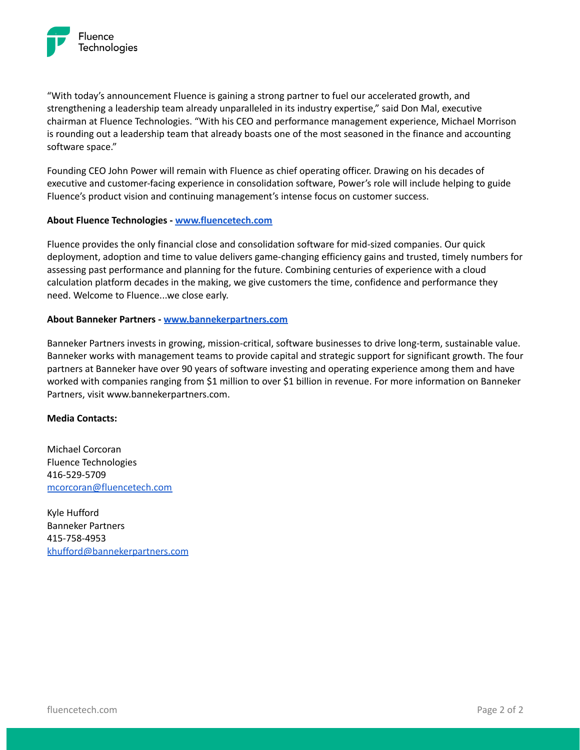"With today's announcement Fluence is gaining a strong partner to fuel our accelerated growth, and strengthening a leadership team already unparalleled in its industry expertise," said Don Mal, executive chairman at Fluence Technologies. "With his CEO and performance management experience, Michael Morrison is rounding out a leadership team that already boasts one of the most seasoned in the finance and accounting software space."

Founding CEO John Power will remain with Fluence as chief operating officer. Drawing on his decades of executive and customer-facing experience in consolidation software, Power's role will include helping to guide Fluence's product vision and continuing management's intense focus on customer success.

**About Fluence Technologies - [www.fluencetech.com](http://www.fluencetech.com)**

Fluence provides the only financial close and consolidation software for mid-sized companies. Our quick deployment, adoption and time to value delivers game-changing efficiency gains and trusted, timely numbers for assessing past performance and planning for the future. Combining centuries of experience with a cloud calculation platform decades in the making, we give customers the time, confidence and performance they need. Welcome to Fluence...we close early.

**About Banneker Partners - [www.bannekerpartners.com](http://www.bannekerpartners.com)**

Banneker Partners invests in growing, mission-critical, software businesses to drive long-term, sustainable value. Banneker works with management teams to provide capital and strategic support for significant growth. The four partners at Banneker have over 90 years of software investing and operating experience among them and have worked with companies ranging from $1 million to over $1 billion in revenue. For more information on Banneker Partners, visit www.bannekerpartners.com.

**Media Contacts:**

Michael Corcoran
Fluence Technologies
416-529-5709
[mcorcoran@fluencetech.com](mailto:mcorcoran@fluencetech.com)

Kyle Hufford
Banneker Partners
415-758-4953
[khufford@bannekerpartners.com](mailto:khufford@bannekerpartners.com)